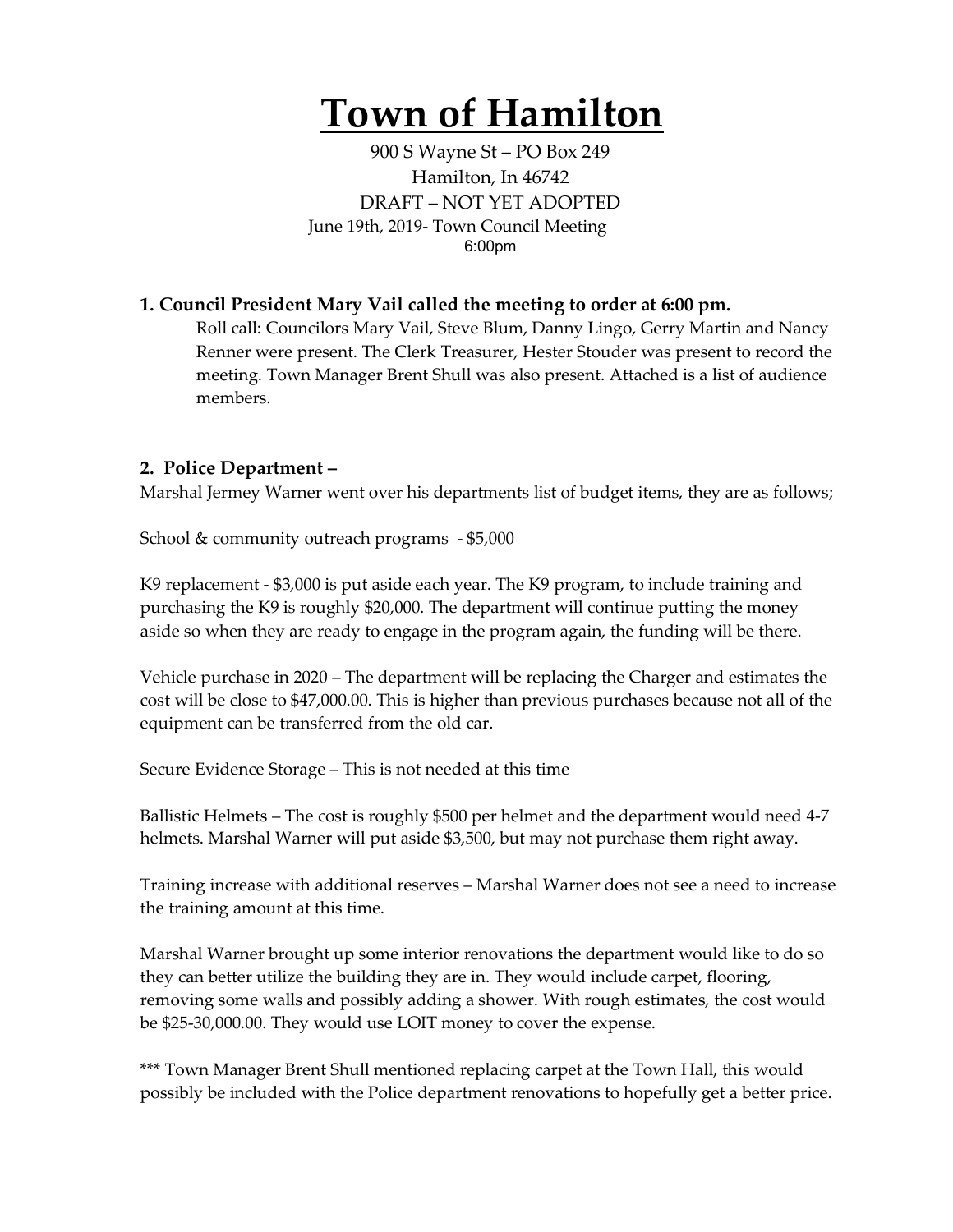# Town of Hamilton

900 S Wayne St – PO Box 249
Hamilton, In 46742
DRAFT – NOT YET ADOPTED
June 19th, 2019- Town Council Meeting
6:00pm

## 1. Council President Mary Vail called the meeting to order at 6:00 pm.

Roll call: Councilors Mary Vail, Steve Blum, Danny Lingo, Gerry Martin and Nancy Renner were present. The Clerk Treasurer, Hester Stouder was present to record the meeting. Town Manager Brent Shull was also present. Attached is a list of audience members.

## 2. Police Department –

Marshal Jermey Warner went over his departments list of budget items, they are as follows;

School & community outreach programs - $5,000

K9 replacement - $3,000 is put aside each year. The K9 program, to include training and purchasing the K9 is roughly $20,000. The department will continue putting the money aside so when they are ready to engage in the program again, the funding will be there.

Vehicle purchase in 2020 – The department will be replacing the Charger and estimates the cost will be close to $47,000.00. This is higher than previous purchases because not all of the equipment can be transferred from the old car.

Secure Evidence Storage – This is not needed at this time

Ballistic Helmets – The cost is roughly $500 per helmet and the department would need 4-7 helmets. Marshal Warner will put aside $3,500, but may not purchase them right away.

Training increase with additional reserves – Marshal Warner does not see a need to increase the training amount at this time.

Marshal Warner brought up some interior renovations the department would like to do so they can better utilize the building they are in. They would include carpet, flooring, removing some walls and possibly adding a shower. With rough estimates, the cost would be $25-30,000.00. They would use LOIT money to cover the expense.

*** Town Manager Brent Shull mentioned replacing carpet at the Town Hall, this would possibly be included with the Police department renovations to hopefully get a better price.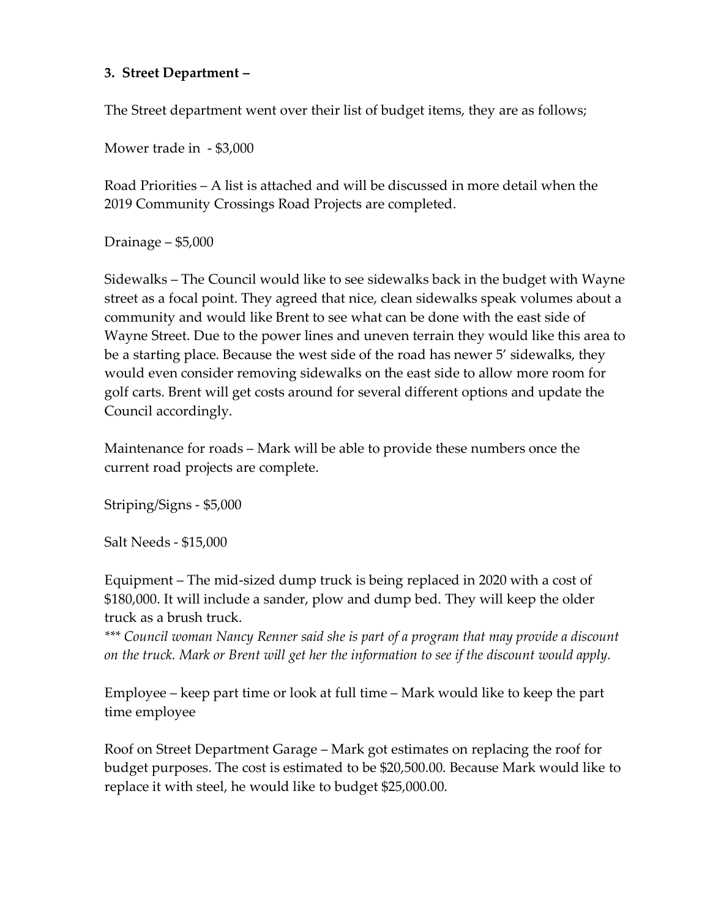**3. Street Department –**

The Street department went over their list of budget items, they are as follows;

Mower trade in - $3,000

Road Priorities – A list is attached and will be discussed in more detail when the 2019 Community Crossings Road Projects are completed.

Drainage – $5,000

Sidewalks – The Council would like to see sidewalks back in the budget with Wayne street as a focal point. They agreed that nice, clean sidewalks speak volumes about a community and would like Brent to see what can be done with the east side of Wayne Street. Due to the power lines and uneven terrain they would like this area to be a starting place. Because the west side of the road has newer 5' sidewalks, they would even consider removing sidewalks on the east side to allow more room for golf carts. Brent will get costs around for several different options and update the Council accordingly.

Maintenance for roads – Mark will be able to provide these numbers once the current road projects are complete.

Striping/Signs - $5,000

Salt Needs - $15,000

Equipment – The mid-sized dump truck is being replaced in 2020 with a cost of $180,000. It will include a sander, plow and dump bed. They will keep the older truck as a brush truck.
*** *Council woman Nancy Renner said she is part of a program that may provide a discount on the truck. Mark or Brent will get her the information to see if the discount would apply.*

Employee – keep part time or look at full time – Mark would like to keep the part time employee

Roof on Street Department Garage – Mark got estimates on replacing the roof for budget purposes. The cost is estimated to be $20,500.00. Because Mark would like to replace it with steel, he would like to budget $25,000.00.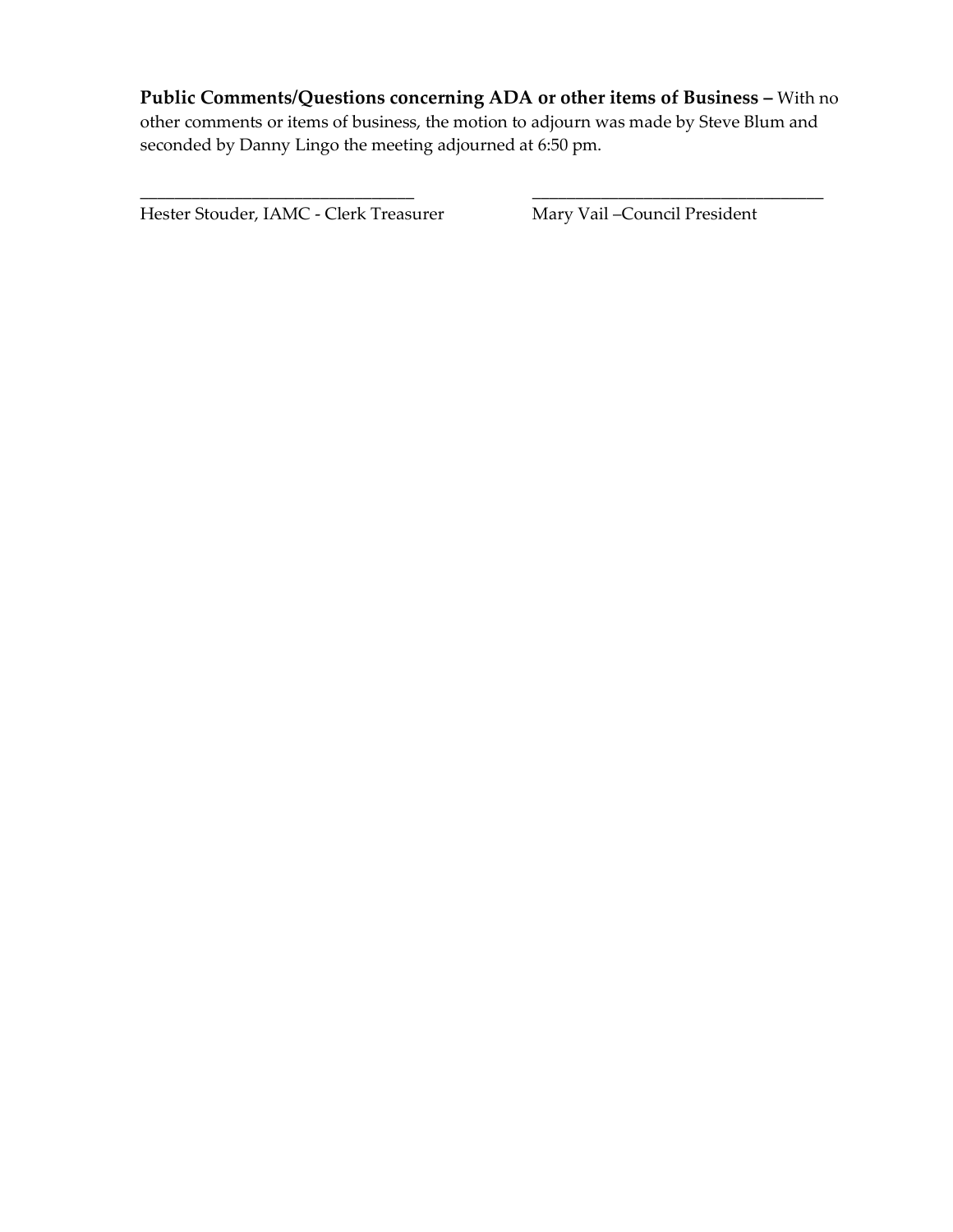**Public Comments/Questions concerning ADA or other items of Business –** With no other comments or items of business, the motion to adjourn was made by Steve Blum and seconded by Danny Lingo the meeting adjourned at 6:50 pm.

\_\_\_\_\_\_\_\_\_\_\_\_\_\_\_\_\_\_\_\_\_\_\_\_\_\_\_\_\_\_\_\_\_\_
Hester Stouder, IAMC - Clerk Treasurer

\_\_\_\_\_\_\_\_\_\_\_\_\_\_\_\_\_\_\_\_\_\_\_\_\_\_\_\_\_\_\_\_\_\_\_\_
Mary Vail –Council President